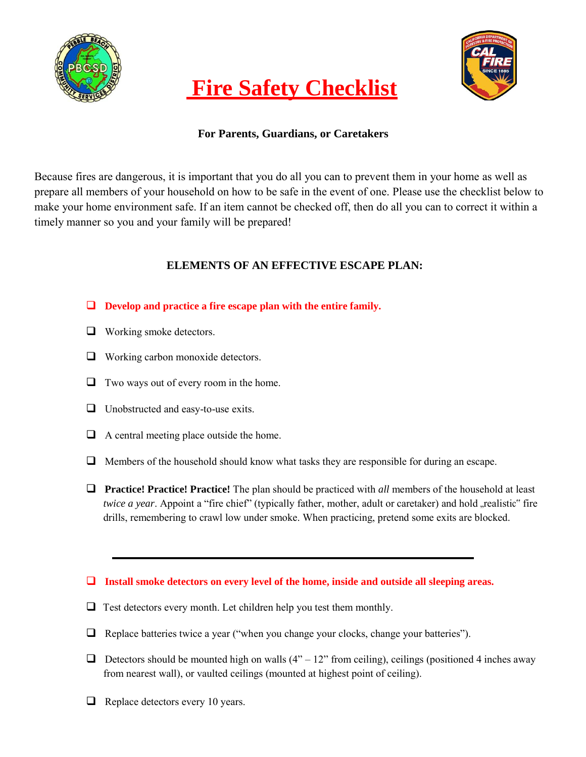# Fire Safety Checklist

**For Parents, Guardians, or Caretakers**

Because fires are dangerous, it is important that you do all you can to prevent them in your home as well as prepare all members of your household on how to be safe in the event of one. Please use the checklist below to make your home environment safe. If an item cannot be checked off, then do all you can to correct it within a timely manner so you and your family will be prepared!

## ELEMENTS OF AN EFFECTIVE ESCAPE PLAN:

- ❑ **Develop and practice a fire escape plan with the entire family.**
- ❑ Working smoke detectors.
- ❑ Working carbon monoxide detectors.
- ❑ Two ways out of every room in the home.
- ❑ Unobstructed and easy-to-use exits.
- ❑ A central meeting place outside the home.
- ❑ Members of the household should know what tasks they are responsible for during an escape.
- ❑ **Practice! Practice! Practice!** The plan should be practiced with *all* members of the household at least *twice a year*. Appoint a "fire chief" (typically father, mother, adult or caretaker) and hold „realistic" fire drills, remembering to crawl low under smoke. When practicing, pretend some exits are blocked.

---

- ❑ **Install smoke detectors on every level of the home, inside and outside all sleeping areas.**
- ❑ Test detectors every month. Let children help you test them monthly.
- ❑ Replace batteries twice a year ("when you change your clocks, change your batteries").
- ❑ Detectors should be mounted high on walls (4" – 12" from ceiling), ceilings (positioned 4 inches away from nearest wall), or vaulted ceilings (mounted at highest point of ceiling).
- ❑ Replace detectors every 10 years.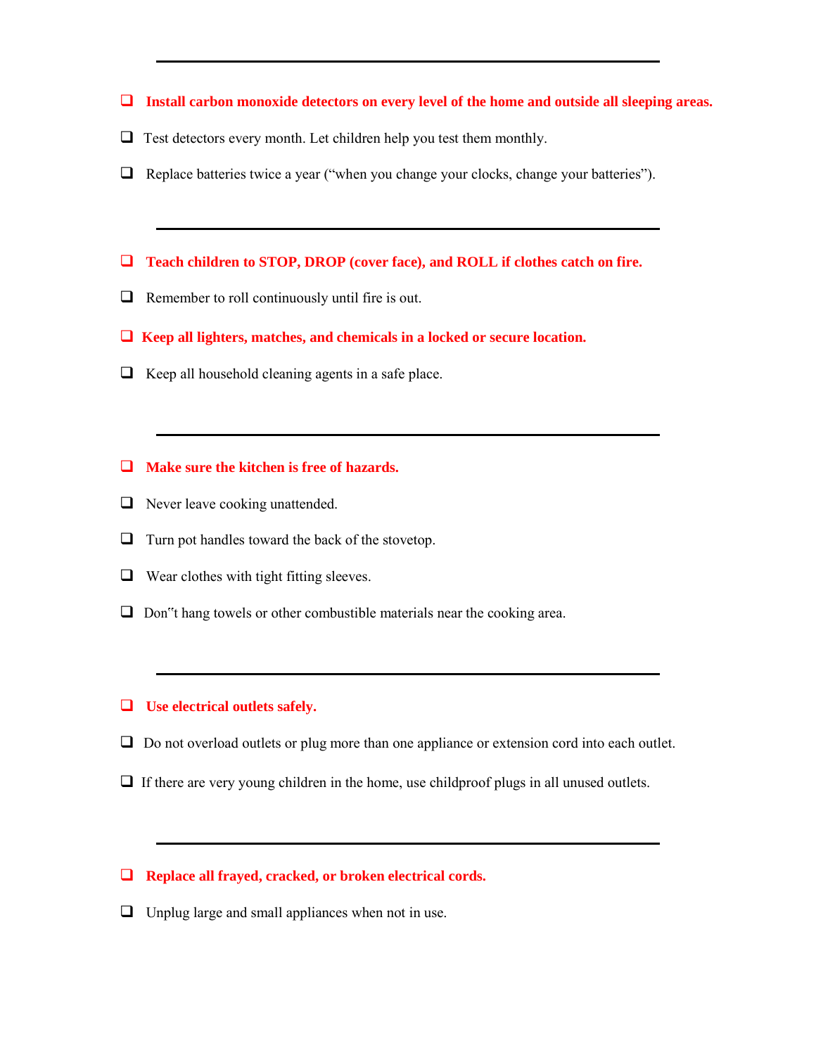---

- [ ] **Install carbon monoxide detectors on every level of the home and outside all sleeping areas.**
- [ ] Test detectors every month. Let children help you test them monthly.
- [ ] Replace batteries twice a year ("when you change your clocks, change your batteries").

---

- [ ] **Teach children to STOP, DROP (cover face), and ROLL if clothes catch on fire.**
- [ ] Remember to roll continuously until fire is out.
- [ ] **Keep all lighters, matches, and chemicals in a locked or secure location.**
- [ ] Keep all household cleaning agents in a safe place.

---

- [ ] **Make sure the kitchen is free of hazards.**
- [ ] Never leave cooking unattended.
- [ ] Turn pot handles toward the back of the stovetop.
- [ ] Wear clothes with tight fitting sleeves.
- [ ] Don"t hang towels or other combustible materials near the cooking area.

---

- [ ] **Use electrical outlets safely.**
- [ ] Do not overload outlets or plug more than one appliance or extension cord into each outlet.
- [ ] If there are very young children in the home, use childproof plugs in all unused outlets.

---

- [ ] **Replace all frayed, cracked, or broken electrical cords.**
- [ ] Unplug large and small appliances when not in use.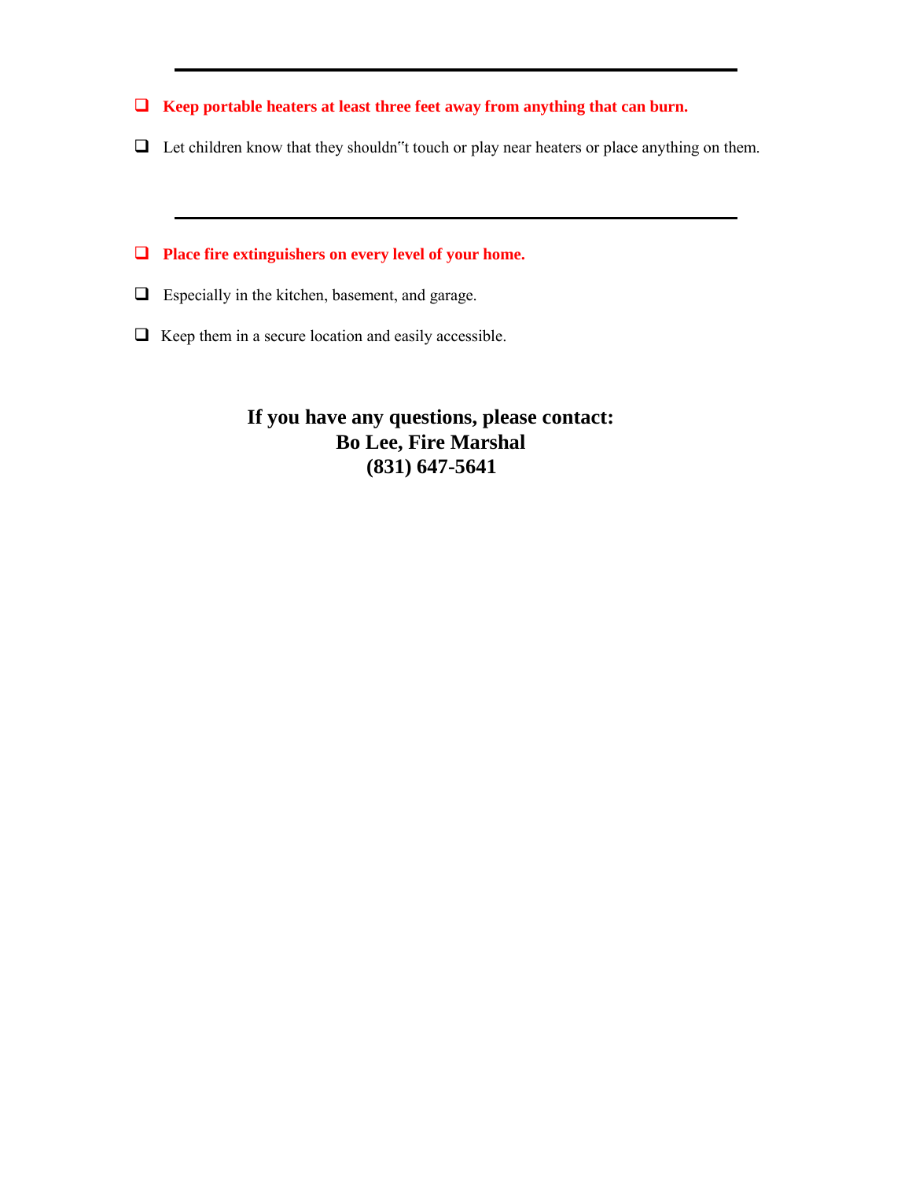---

- **Keep portable heaters at least three feet away from anything that can burn.**
- Let children know that they shouldn�txt touch or play near heaters or place anything on them.

---

- **Place fire extinguishers on every level of your home.**
- Especially in the kitchen, basement, and garage.
- Keep them in a secure location and easily accessible.

**If you have any questions, please contact:**
**Bo Lee, Fire Marshal**
**(831) 647-5641**